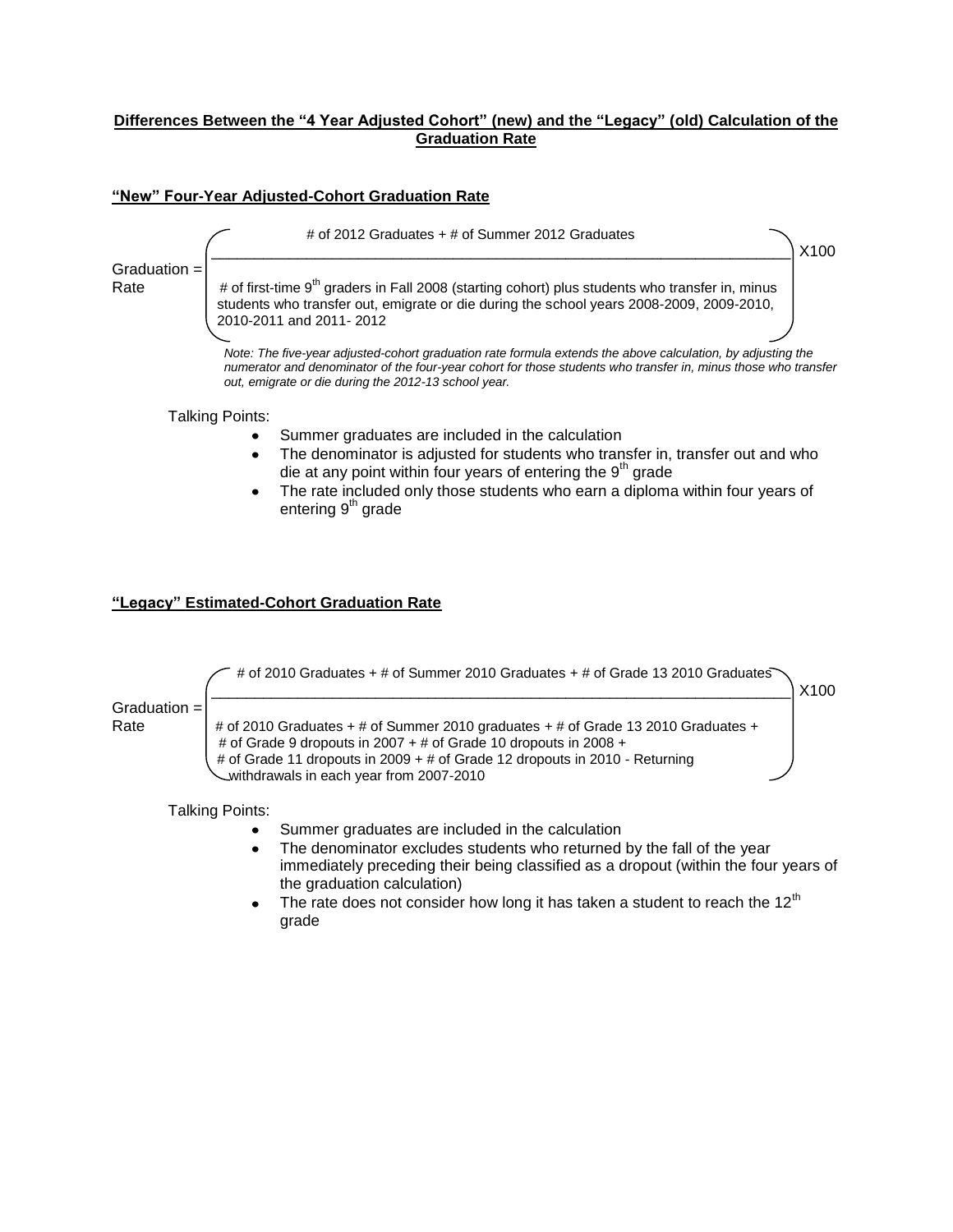**Differences Between the "4 Year Adjusted Cohort" (new) and the "Legacy" (old) Calculation of the Graduation Rate**

**"New" Four-Year Adjusted-Cohort Graduation Rate**

$$\text{Graduation Rate} = \left( \frac{\text{\# of 2012 Graduates + \# of Summer 2012 Graduates}}{\text{\# of first-time } 9^{th} \text{ graders in Fall 2008 (starting cohort) plus students who transfer in, minus students who transfer out, emigrate or die during the school years 2008-2009, 2009-2010, 2010-2011 and 2011- 2012}} \right) \text{X100}$$

*Note: The five-year adjusted-cohort graduation rate formula extends the above calculation, by adjusting the numerator and denominator of the four-year cohort for those students who transfer in, minus those who transfer out, emigrate or die during the 2012-13 school year.*

Talking Points:

- Summer graduates are included in the calculation
- The denominator is adjusted for students who transfer in, transfer out and who die at any point within four years of entering the $9^{th}$ grade
- The rate included only those students who earn a diploma within four years of entering $9^{th}$ grade

**"Legacy" Estimated-Cohort Graduation Rate**

$$\text{Graduation Rate} = \left( \frac{\text{\# of 2010 Graduates + \# of Summer 2010 Graduates + \# of Grade 13 2010 Graduates}}{\text{\# of 2010 Graduates + \# of Summer 2010 graduates + \# of Grade 13 2010 Graduates + \# of Grade 9 dropouts in 2007 + \# of Grade 10 dropouts in 2008 + \# of Grade 11 dropouts in 2009 + \# of Grade 12 dropouts in 2010 - Returning withdrawals in each year from 2007-2010}} \right) \text{X100}$$

Talking Points:

- Summer graduates are included in the calculation
- The denominator excludes students who returned by the fall of the year immediately preceding their being classified as a dropout (within the four years of the graduation calculation)
- The rate does not consider how long it has taken a student to reach the $12^{th}$ grade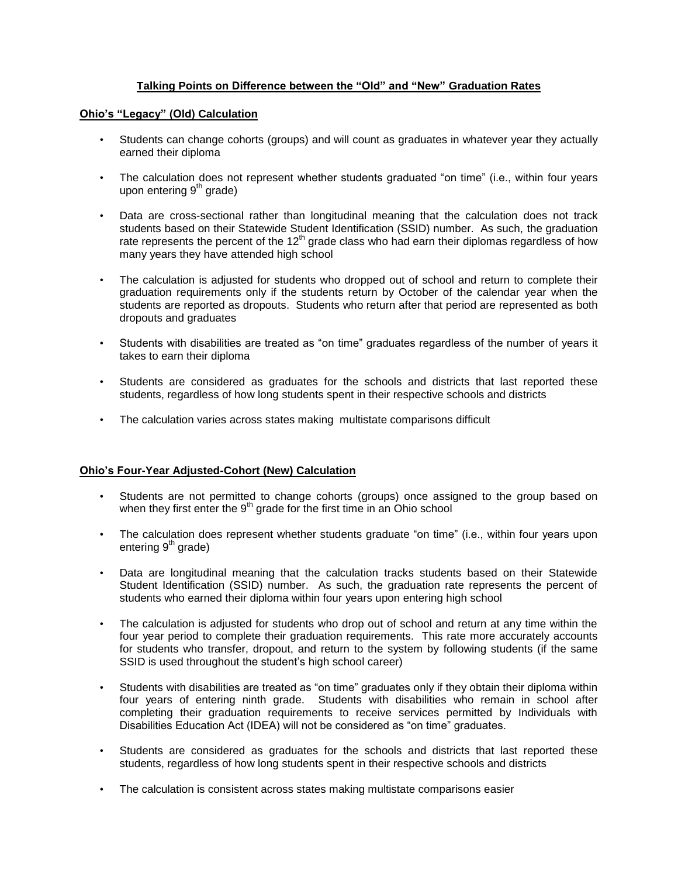**Talking Points on Difference between the "Old" and "New" Graduation Rates**

**Ohio's "Legacy" (Old) Calculation**

- Students can change cohorts (groups) and will count as graduates in whatever year they actually earned their diploma
- The calculation does not represent whether students graduated "on time" (i.e., within four years upon entering 9th grade)
- Data are cross-sectional rather than longitudinal meaning that the calculation does not track students based on their Statewide Student Identification (SSID) number. As such, the graduation rate represents the percent of the 12th grade class who had earn their diplomas regardless of how many years they have attended high school
- The calculation is adjusted for students who dropped out of school and return to complete their graduation requirements only if the students return by October of the calendar year when the students are reported as dropouts. Students who return after that period are represented as both dropouts and graduates
- Students with disabilities are treated as "on time" graduates regardless of the number of years it takes to earn their diploma
- Students are considered as graduates for the schools and districts that last reported these students, regardless of how long students spent in their respective schools and districts
- The calculation varies across states making multistate comparisons difficult

**Ohio's Four-Year Adjusted-Cohort (New) Calculation**

- Students are not permitted to change cohorts (groups) once assigned to the group based on when they first enter the 9th grade for the first time in an Ohio school
- The calculation does represent whether students graduate "on time" (i.e., within four years upon entering 9th grade)
- Data are longitudinal meaning that the calculation tracks students based on their Statewide Student Identification (SSID) number. As such, the graduation rate represents the percent of students who earned their diploma within four years upon entering high school
- The calculation is adjusted for students who drop out of school and return at any time within the four year period to complete their graduation requirements. This rate more accurately accounts for students who transfer, dropout, and return to the system by following students (if the same SSID is used throughout the student's high school career)
- Students with disabilities are treated as "on time" graduates only if they obtain their diploma within four years of entering ninth grade. Students with disabilities who remain in school after completing their graduation requirements to receive services permitted by Individuals with Disabilities Education Act (IDEA) will not be considered as "on time" graduates.
- Students are considered as graduates for the schools and districts that last reported these students, regardless of how long students spent in their respective schools and districts
- The calculation is consistent across states making multistate comparisons easier